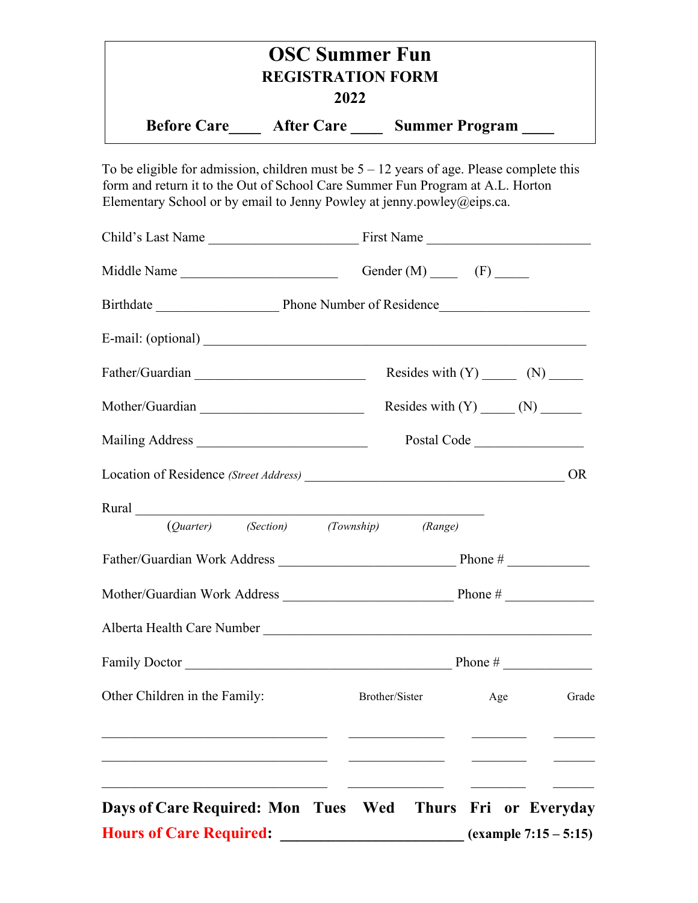# OSC Summer Fun

## REGISTRATION FORM

## 2022

**Before Care\_\_\_\_ After Care \_\_\_\_ Summer Program \_\_\_\_**

To be eligible for admission, children must be 5 – 12 years of age. Please complete this form and return it to the Out of School Care Summer Fun Program at A.L. Horton Elementary School or by email to Jenny Powley at jenny.powley@eips.ca.

Child's Last Name \_\_\_\_\_\_\_\_\_\_\_\_\_\_\_\_\_\_\_\_\_\_ First Name \_\_\_\_\_\_\_\_\_\_\_\_\_\_\_\_\_\_\_\_\_\_\_\_

Middle Name \_\_\_\_\_\_\_\_\_\_\_\_\_\_\_\_\_\_\_\_\_\_\_ Gender (M) \_\_\_\_ (F) \_\_\_\_\_

Birthdate \_\_\_\_\_\_\_\_\_\_\_\_\_\_\_\_\_\_ Phone Number of Residence\_\_\_\_\_\_\_\_\_\_\_\_\_\_\_\_\_\_\_\_\_\_

E-mail: (optional) \_\_\_\_\_\_\_\_\_\_\_\_\_\_\_\_\_\_\_\_\_\_\_\_\_\_\_\_\_\_\_\_\_\_\_\_\_\_\_\_\_\_\_\_\_\_\_\_\_\_\_\_\_\_\_\_\_

Father/Guardian \_\_\_\_\_\_\_\_\_\_\_\_\_\_\_\_\_\_\_\_\_\_\_\_\_\_ Resides with (Y) \_\_\_\_\_ (N) \_\_\_\_\_

Mother/Guardian \_\_\_\_\_\_\_\_\_\_\_\_\_\_\_\_\_\_\_\_\_\_\_\_\_ Resides with (Y) \_\_\_\_\_ (N) \_\_\_\_\_\_

Mailing Address \_\_\_\_\_\_\_\_\_\_\_\_\_\_\_\_\_\_\_\_\_\_\_\_\_\_ Postal Code \_\_\_\_\_\_\_\_\_\_\_\_\_\_\_\_

Location of Residence *(Street Address)* \_\_\_\_\_\_\_\_\_\_\_\_\_\_\_\_\_\_\_\_\_\_\_\_\_\_\_\_\_\_\_\_\_\_\_\_\_\_\_ OR

Rural \_\_\_\_\_\_\_\_\_\_\_\_\_\_\_\_\_\_\_\_\_\_\_\_\_\_\_\_\_\_\_\_\_\_\_\_\_\_\_\_\_\_\_\_\_\_\_\_\_\_\_\_
(*Quarter*) *(Section)* *(Township)* *(Range)*

Father/Guardian Work Address \_\_\_\_\_\_\_\_\_\_\_\_\_\_\_\_\_\_\_\_\_\_\_\_\_\_ Phone # \_\_\_\_\_\_\_\_\_\_\_\_

Mother/Guardian Work Address \_\_\_\_\_\_\_\_\_\_\_\_\_\_\_\_\_\_\_\_\_\_\_\_\_ Phone # \_\_\_\_\_\_\_\_\_\_\_\_\_

Alberta Health Care Number \_\_\_\_\_\_\_\_\_\_\_\_\_\_\_\_\_\_\_\_\_\_\_\_\_\_\_\_\_\_\_\_\_\_\_\_\_\_\_\_\_\_\_\_\_\_\_\_

Family Doctor \_\_\_\_\_\_\_\_\_\_\_\_\_\_\_\_\_\_\_\_\_\_\_\_\_\_\_\_\_\_\_\_\_\_\_\_\_\_\_\_ Phone # \_\_\_\_\_\_\_\_\_\_\_\_\_

| Other Children in the Family: | Brother/Sister | Age | Grade |
| --- | --- | --- | --- |
| | | | |
| | | | |
| | | | |

**Days of Care Required: Mon Tues Wed Thurs Fri or Everyday**

**Hours of Care Required: \_\_\_\_\_\_\_\_\_\_\_\_\_\_\_\_\_\_\_\_\_\_\_\_\_\_ (example 7:15 – 5:15)**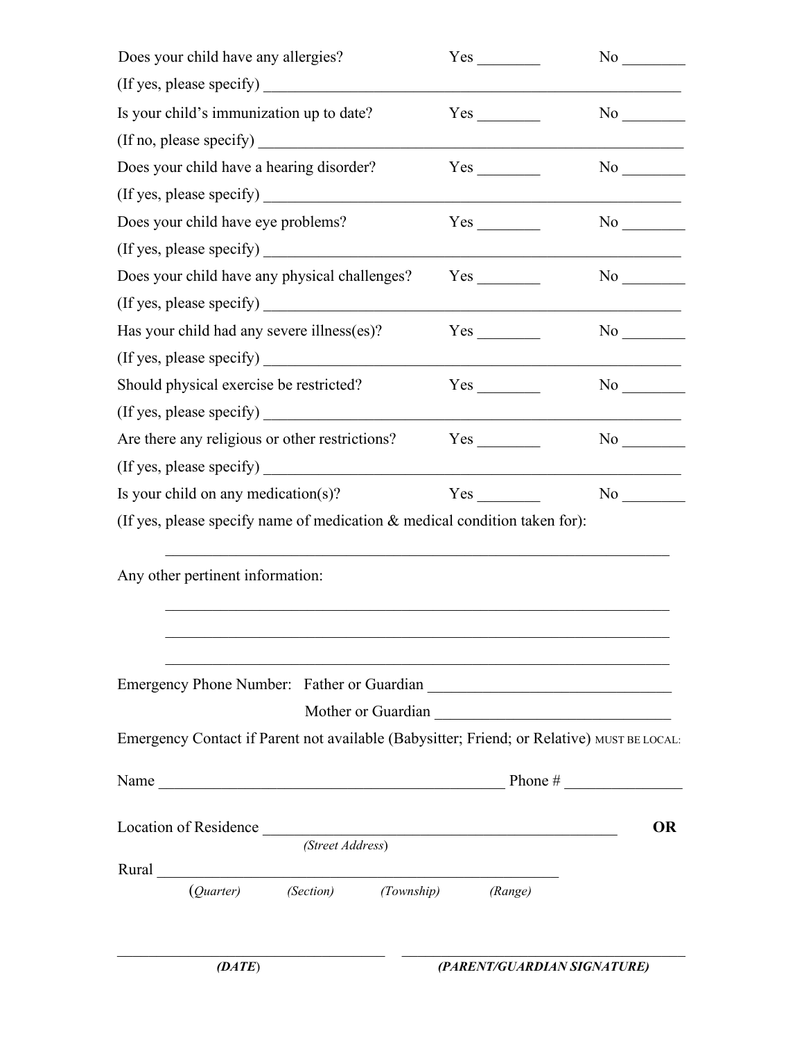Does your child have any allergies? Yes ________ No ________

(If yes, please specify) ________________________________________________

Is your child's immunization up to date? Yes ________ No ________

(If no, please specify) ________________________________________________

Does your child have a hearing disorder? Yes ________ No ________

(If yes, please specify) ________________________________________________

Does your child have eye problems? Yes ________ No ________

(If yes, please specify) ________________________________________________

Does your child have any physical challenges? Yes ________ No ________

(If yes, please specify) ________________________________________________

Has your child had any severe illness(es)? Yes ________ No ________

(If yes, please specify) ________________________________________________

Should physical exercise be restricted? Yes ________ No ________

(If yes, please specify) ________________________________________________

Are there any religious or other restrictions? Yes ________ No ________

(If yes, please specify) ________________________________________________

Is your child on any medication(s)? Yes ________ No ________

(If yes, please specify name of medication & medical condition taken for):

________________________________________________________________

Any other pertinent information:

________________________________________________________________

________________________________________________________________

________________________________________________________________

Emergency Phone Number: Father or Guardian ______________________________

Mother or Guardian ______________________________

Emergency Contact if Parent not available (Babysitter; Friend; or Relative) MUST BE LOCAL:

Name ____________________________________________ Phone # ______________

Location of Residence ____________________________________________ **OR**

*(Street Address)*

Rural ____________________________________________________

(*Quarter*) (*Section*) (*Township*) (*Range*)

________________________________ ________________________________

***(DATE)*** ***(PARENT/GUARDIAN SIGNATURE)***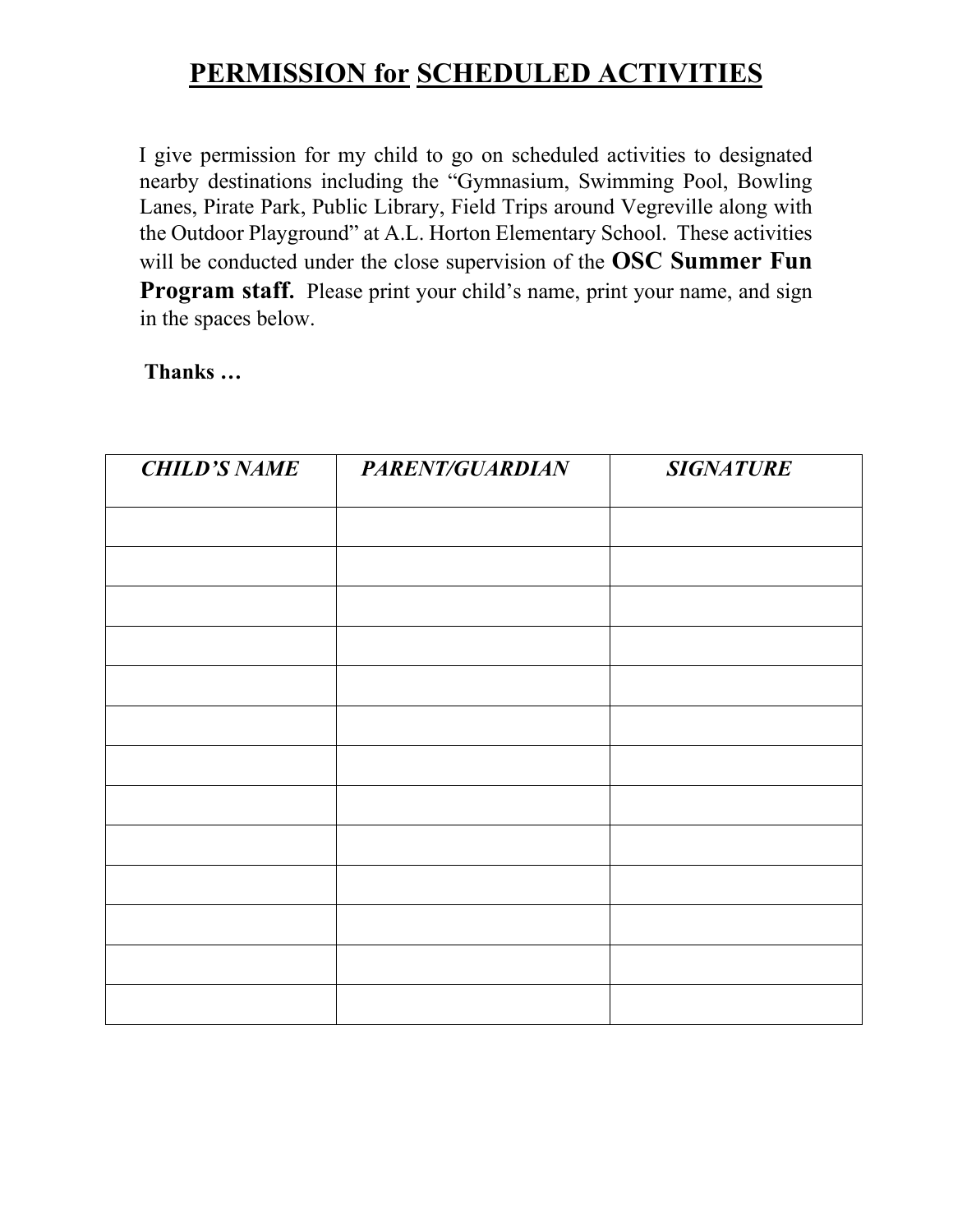# **PERMISSION for SCHEDULED ACTIVITIES**

I give permission for my child to go on scheduled activities to designated nearby destinations including the "Gymnasium, Swimming Pool, Bowling Lanes, Pirate Park, Public Library, Field Trips around Vegreville along with the Outdoor Playground" at A.L. Horton Elementary School. These activities will be conducted under the close supervision of the **OSC Summer Fun Program staff.** Please print your child's name, print your name, and sign in the spaces below.

**Thanks …**

| ***CHILD'S NAME*** | ***PARENT/GUARDIAN*** | ***SIGNATURE*** |
|---|---|---|
| | | |
| | | |
| | | |
| | | |
| | | |
| | | |
| | | |
| | | |
| | | |
| | | |
| | | |
| | | |
| | | |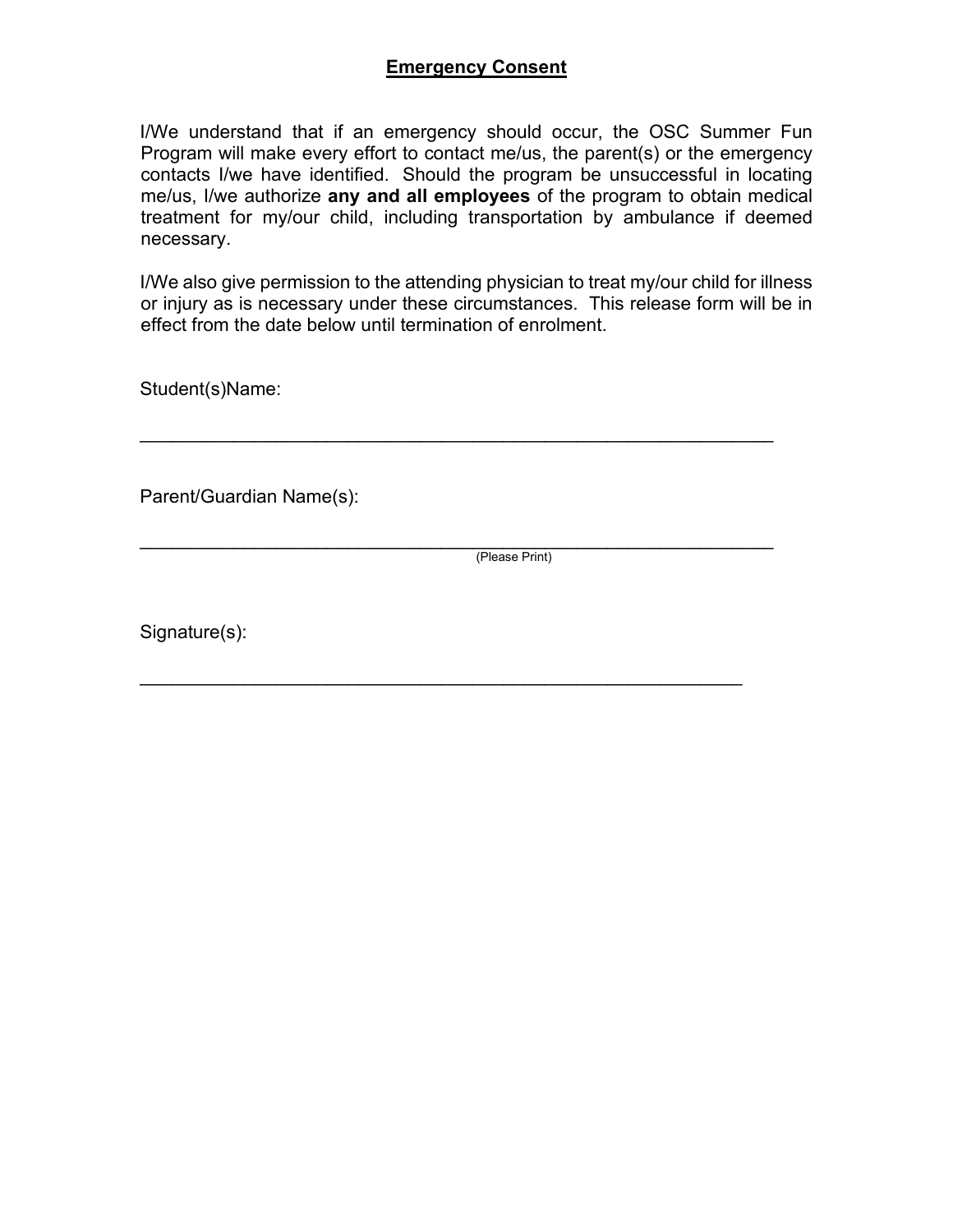## **Emergency Consent**

I/We understand that if an emergency should occur, the OSC Summer Fun Program will make every effort to contact me/us, the parent(s) or the emergency contacts I/we have identified. Should the program be unsuccessful in locating me/us, I/we authorize **any and all employees** of the program to obtain medical treatment for my/our child, including transportation by ambulance if deemed necessary.

I/We also give permission to the attending physician to treat my/our child for illness or injury as is necessary under these circumstances. This release form will be in effect from the date below until termination of enrolment.

Student(s)Name:

_______________________________________________________________

Parent/Guardian Name(s):

_______________________________________________________________
(Please Print)

Signature(s):

____________________________________________________________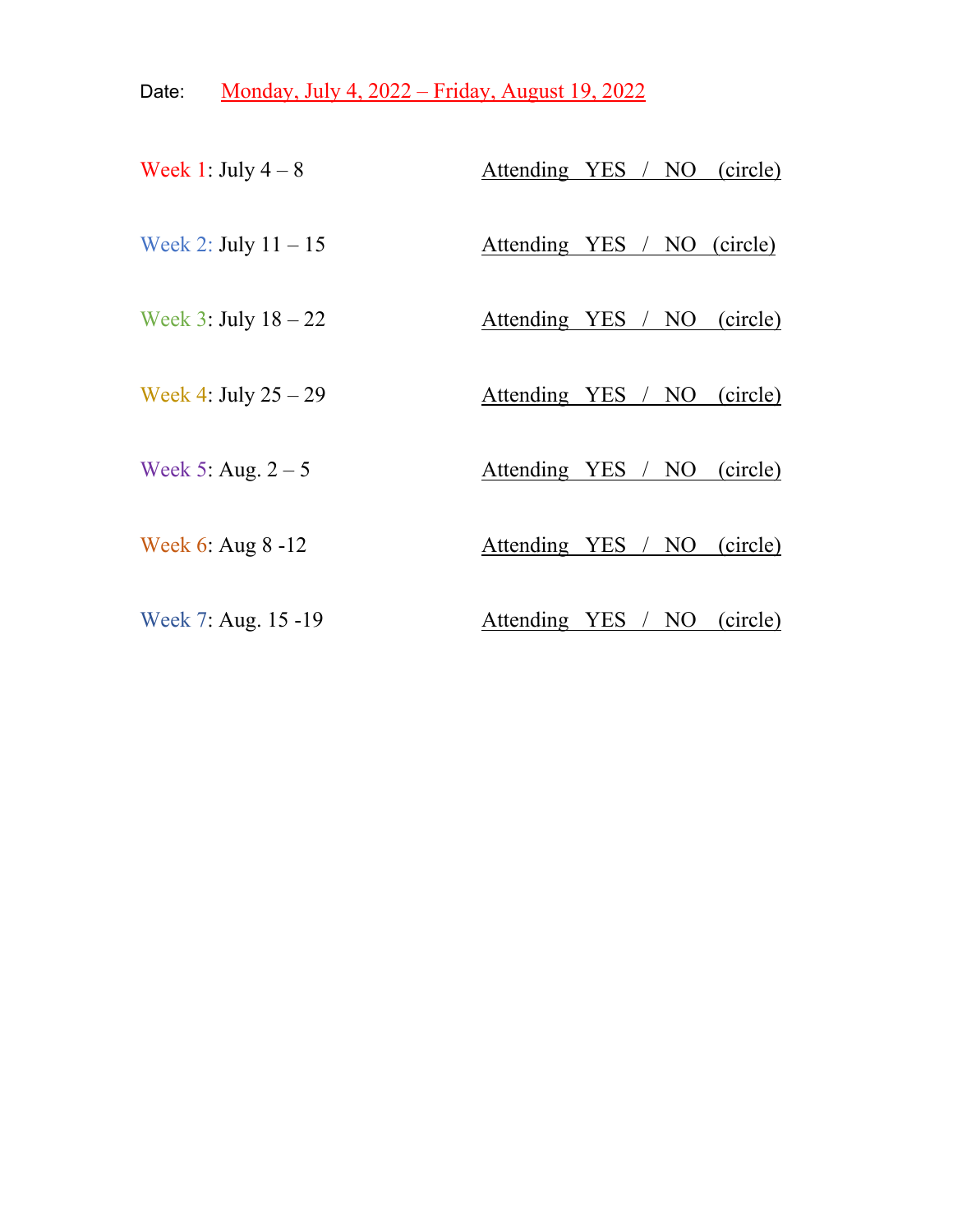Date: Monday, July 4, 2022 – Friday, August 19, 2022

Week 1: July 4 – 8 Attending YES / NO (circle)

Week 2: July 11 – 15 Attending YES / NO (circle)

Week 3: July 18 – 22 Attending YES / NO (circle)

Week 4: July 25 – 29 Attending YES / NO (circle)

Week 5: Aug. 2 – 5 Attending YES / NO (circle)

Week 6: Aug 8 -12 Attending YES / NO (circle)

Week 7: Aug. 15 -19 Attending YES / NO (circle)